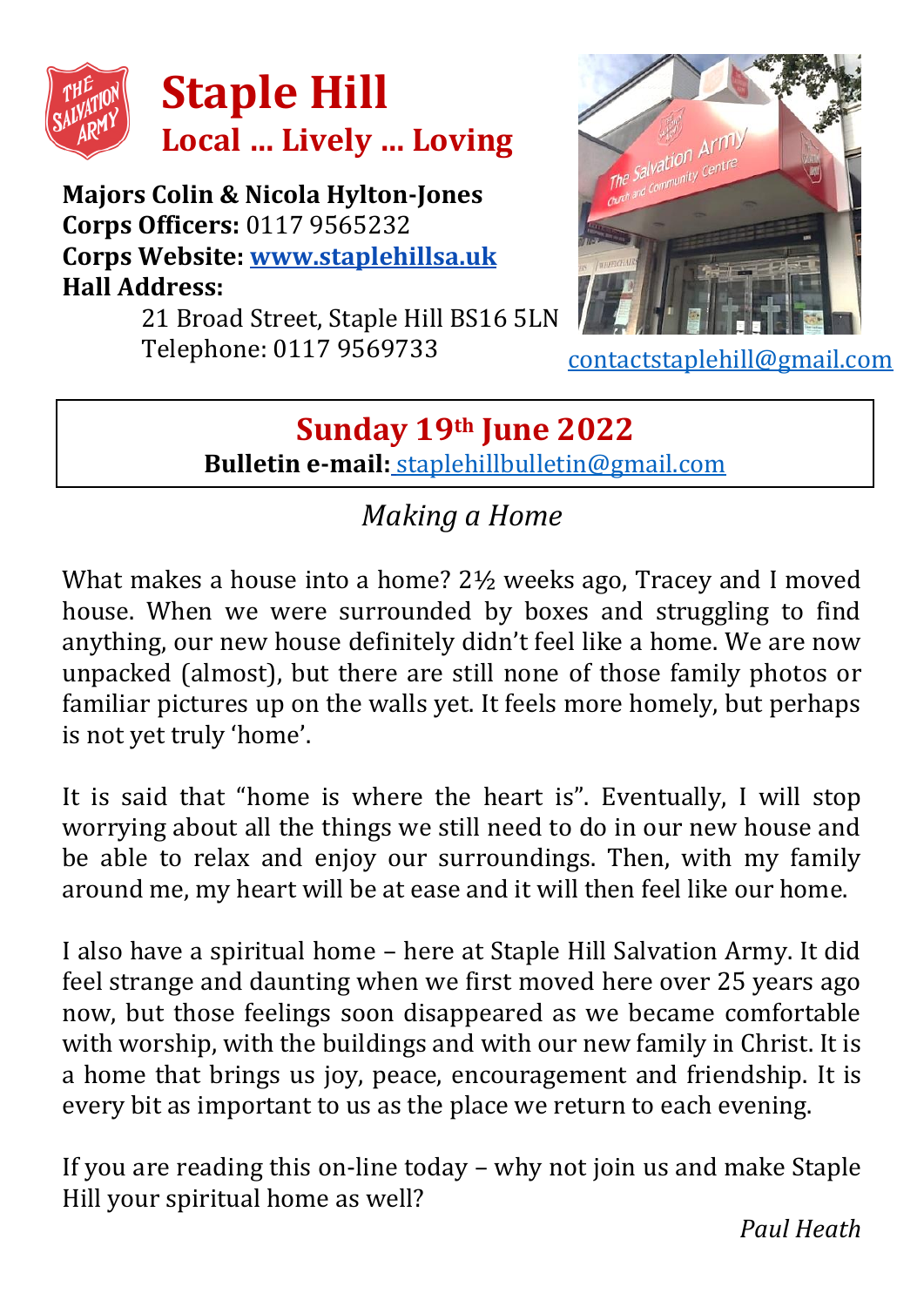# Staple Hill

## Local ... Lively ... Loving

**Majors Colin & Nicola Hylton-Jones**
**Corps Officers:** 0117 9565232
**Corps Website:** **www.staplehillsa.uk**
**Hall Address:**
21 Broad Street, Staple Hill BS16 5LN
Telephone: 0117 9569733

contactstaplehill@gmail.com

## Sunday 19th June 2022

**Bulletin e-mail:** staplehillbulletin@gmail.com

### *Making a Home*

What makes a house into a home? 2½ weeks ago, Tracey and I moved house. When we were surrounded by boxes and struggling to find anything, our new house definitely didn't feel like a home. We are now unpacked (almost), but there are still none of those family photos or familiar pictures up on the walls yet. It feels more homely, but perhaps is not yet truly 'home'.

It is said that "home is where the heart is". Eventually, I will stop worrying about all the things we still need to do in our new house and be able to relax and enjoy our surroundings. Then, with my family around me, my heart will be at ease and it will then feel like our home.

I also have a spiritual home – here at Staple Hill Salvation Army. It did feel strange and daunting when we first moved here over 25 years ago now, but those feelings soon disappeared as we became comfortable with worship, with the buildings and with our new family in Christ. It is a home that brings us joy, peace, encouragement and friendship. It is every bit as important to us as the place we return to each evening.

If you are reading this on-line today – why not join us and make Staple Hill your spiritual home as well?

*Paul Heath*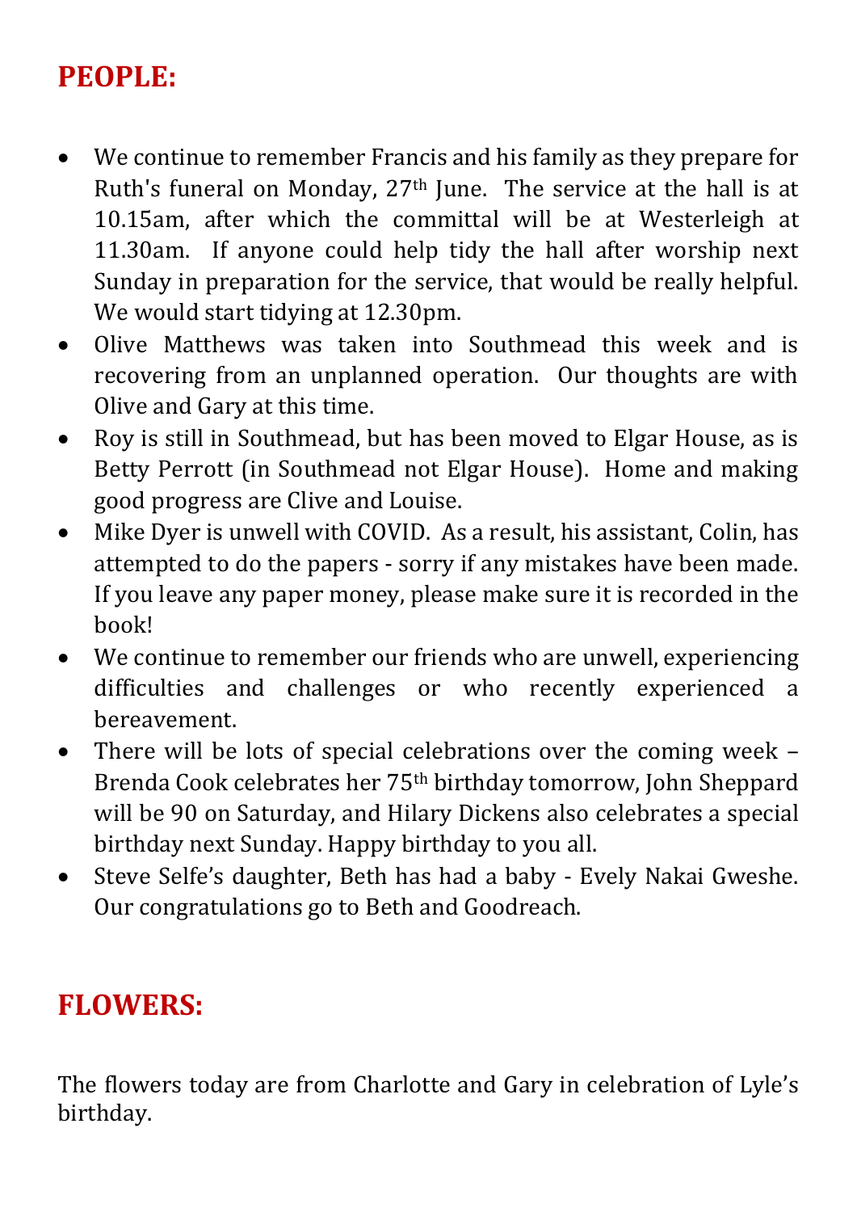## PEOPLE:

- We continue to remember Francis and his family as they prepare for Ruth's funeral on Monday, 27th June. The service at the hall is at 10.15am, after which the committal will be at Westerleigh at 11.30am. If anyone could help tidy the hall after worship next Sunday in preparation for the service, that would be really helpful. We would start tidying at 12.30pm.
- Olive Matthews was taken into Southmead this week and is recovering from an unplanned operation. Our thoughts are with Olive and Gary at this time.
- Roy is still in Southmead, but has been moved to Elgar House, as is Betty Perrott (in Southmead not Elgar House). Home and making good progress are Clive and Louise.
- Mike Dyer is unwell with COVID. As a result, his assistant, Colin, has attempted to do the papers - sorry if any mistakes have been made. If you leave any paper money, please make sure it is recorded in the book!
- We continue to remember our friends who are unwell, experiencing difficulties and challenges or who recently experienced a bereavement.
- There will be lots of special celebrations over the coming week – Brenda Cook celebrates her 75th birthday tomorrow, John Sheppard will be 90 on Saturday, and Hilary Dickens also celebrates a special birthday next Sunday. Happy birthday to you all.
- Steve Selfe's daughter, Beth has had a baby - Evely Nakai Gweshe. Our congratulations go to Beth and Goodreach.

## FLOWERS:

The flowers today are from Charlotte and Gary in celebration of Lyle's birthday.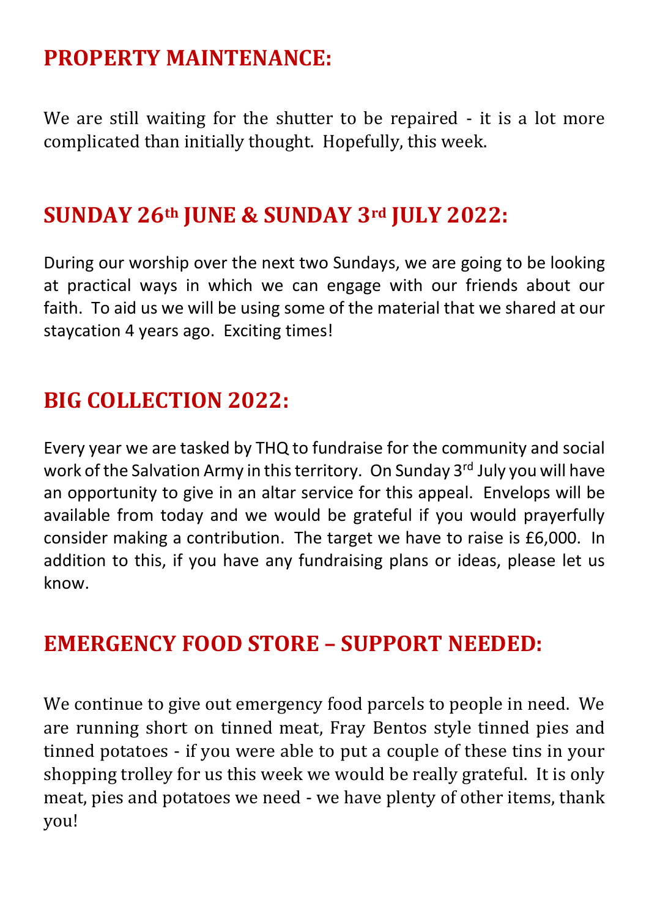## PROPERTY MAINTENANCE:

We are still waiting for the shutter to be repaired - it is a lot more complicated than initially thought. Hopefully, this week.

## SUNDAY 26th JUNE & SUNDAY 3rd JULY 2022:

During our worship over the next two Sundays, we are going to be looking at practical ways in which we can engage with our friends about our faith. To aid us we will be using some of the material that we shared at our staycation 4 years ago. Exciting times!

## BIG COLLECTION 2022:

Every year we are tasked by THQ to fundraise for the community and social work of the Salvation Army in this territory. On Sunday 3rd July you will have an opportunity to give in an altar service for this appeal. Envelops will be available from today and we would be grateful if you would prayerfully consider making a contribution. The target we have to raise is £6,000. In addition to this, if you have any fundraising plans or ideas, please let us know.

## EMERGENCY FOOD STORE – SUPPORT NEEDED:

We continue to give out emergency food parcels to people in need. We are running short on tinned meat, Fray Bentos style tinned pies and tinned potatoes - if you were able to put a couple of these tins in your shopping trolley for us this week we would be really grateful. It is only meat, pies and potatoes we need - we have plenty of other items, thank you!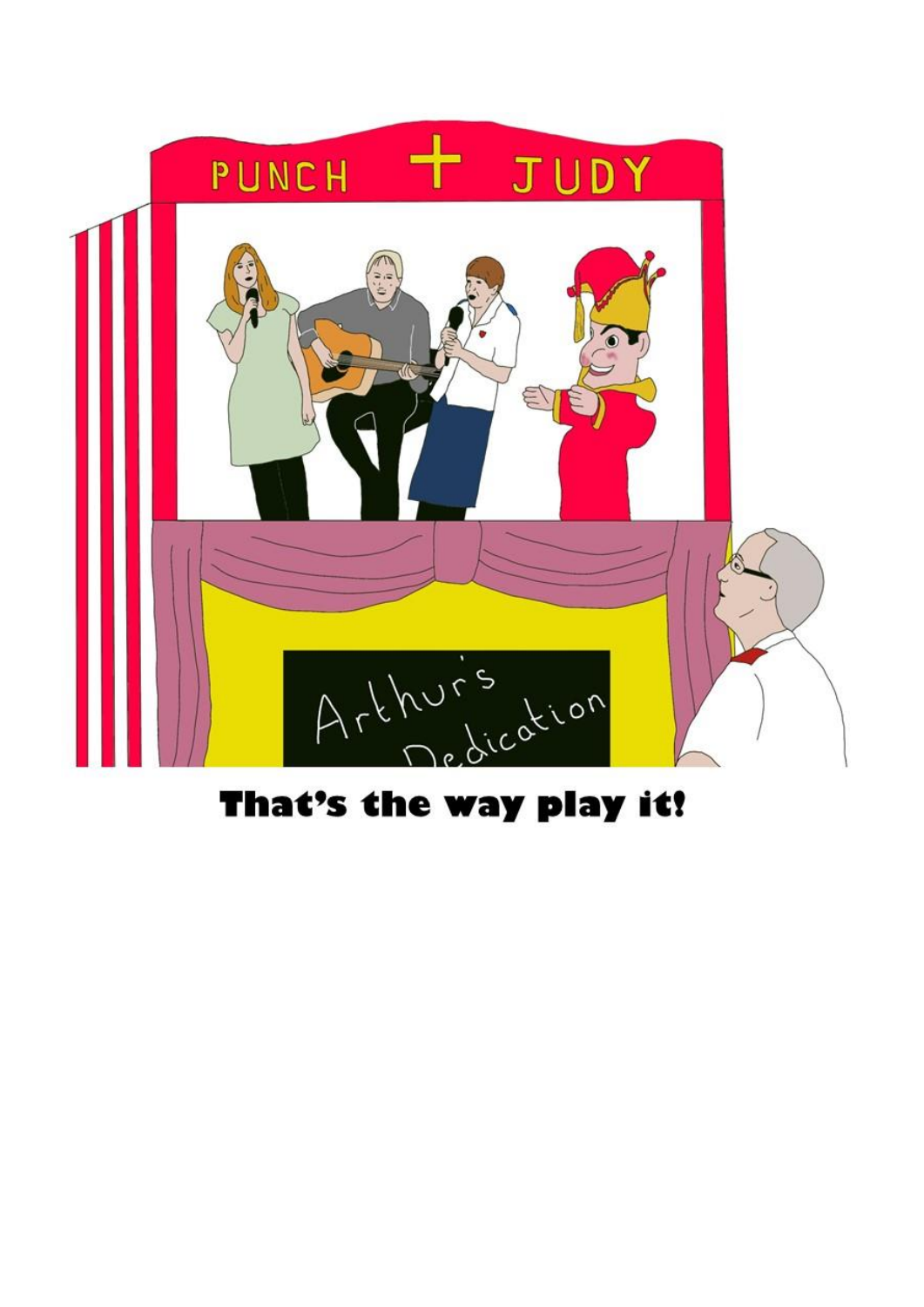**That's the way play it!**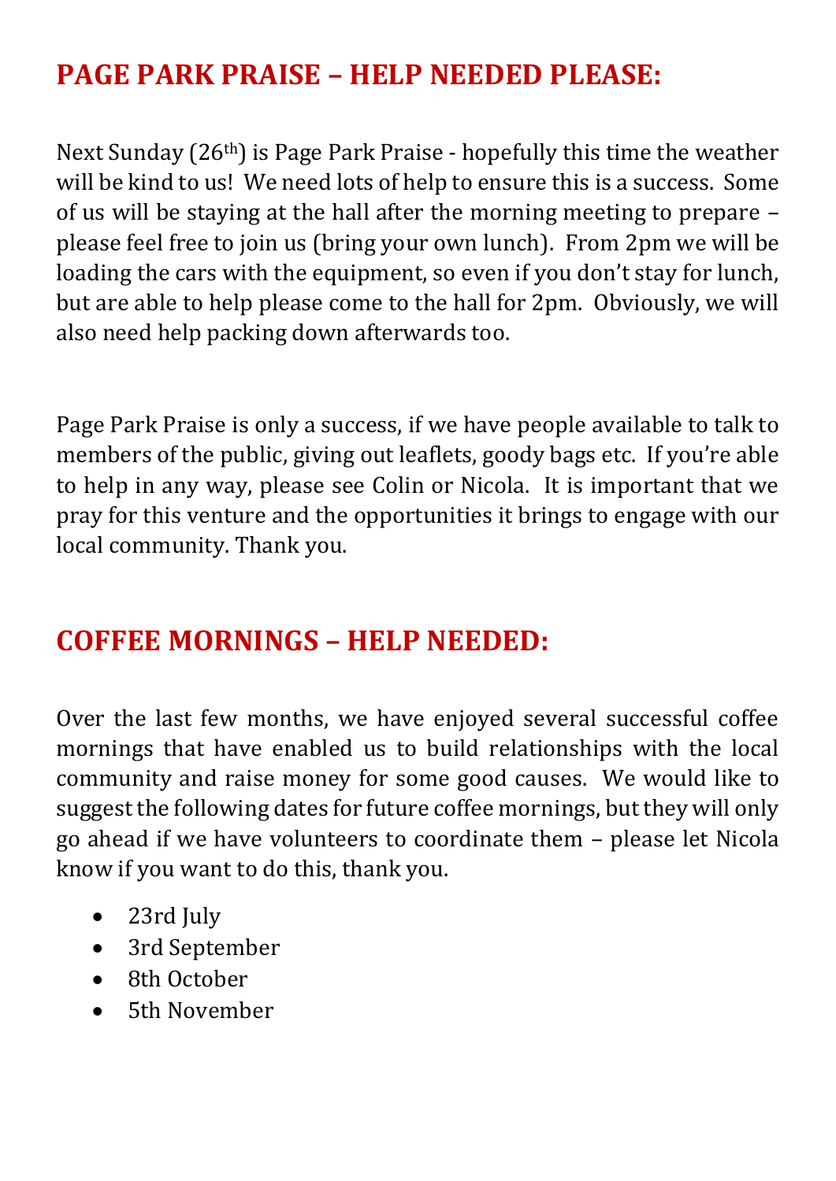## PAGE PARK PRAISE – HELP NEEDED PLEASE:

Next Sunday (26th) is Page Park Praise - hopefully this time the weather will be kind to us! We need lots of help to ensure this is a success. Some of us will be staying at the hall after the morning meeting to prepare – please feel free to join us (bring your own lunch). From 2pm we will be loading the cars with the equipment, so even if you don't stay for lunch, but are able to help please come to the hall for 2pm. Obviously, we will also need help packing down afterwards too.

Page Park Praise is only a success, if we have people available to talk to members of the public, giving out leaflets, goody bags etc. If you're able to help in any way, please see Colin or Nicola. It is important that we pray for this venture and the opportunities it brings to engage with our local community. Thank you.

## COFFEE MORNINGS – HELP NEEDED:

Over the last few months, we have enjoyed several successful coffee mornings that have enabled us to build relationships with the local community and raise money for some good causes. We would like to suggest the following dates for future coffee mornings, but they will only go ahead if we have volunteers to coordinate them – please let Nicola know if you want to do this, thank you.

- 23rd July
- 3rd September
- 8th October
- 5th November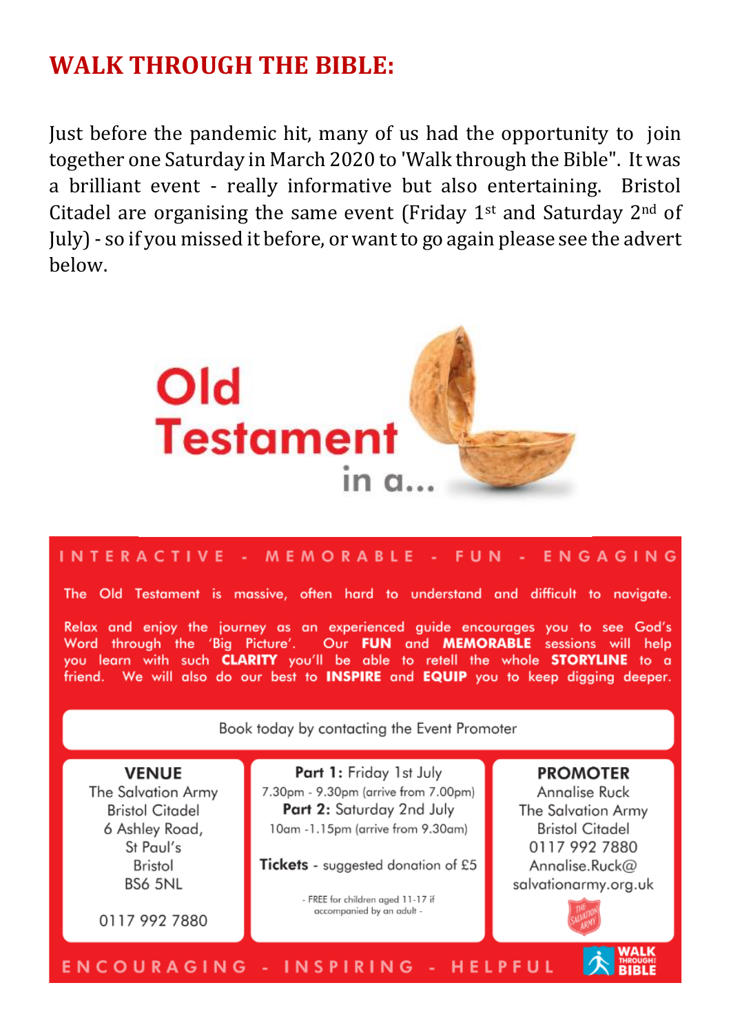## WALK THROUGH THE BIBLE:

Just before the pandemic hit, many of us had the opportunity to join together one Saturday in March 2020 to 'Walk through the Bible". It was a brilliant event - really informative but also entertaining. Bristol Citadel are organising the same event (Friday 1st and Saturday 2nd of July) - so if you missed it before, or want to go again please see the advert below.

# Old Testament in a...

INTERACTIVE - MEMORABLE - FUN - ENGAGING

The Old Testament is massive, often hard to understand and difficult to navigate.

Relax and enjoy the journey as an experienced guide encourages you to see God's Word through the 'Big Picture'. Our **FUN** and **MEMORABLE** sessions will help you learn with such **CLARITY** you'll be able to retell the whole **STORYLINE** to a friend. We will also do our best to **INSPIRE** and **EQUIP** you to keep digging deeper.

Book today by contacting the Event Promoter

**VENUE**
The Salvation Army
Bristol Citadel
6 Ashley Road,
St Paul's
Bristol
BS6 5NL

0117 992 7880

**Part 1:** Friday 1st July
7.30pm - 9.30pm (arrive from 7.00pm)
**Part 2:** Saturday 2nd July
10am -1.15pm (arrive from 9.30am)

**Tickets** - suggested donation of £5

- FREE for children aged 11-17 if accompanied by an adult -

**PROMOTER**
Annalise Ruck
The Salvation Army
Bristol Citadel
0117 992 7880
Annalise.Ruck@salvationarmy.org.uk

ENCOURAGING - INSPIRING - HELPFUL

WALK THROUGH THE BIBLE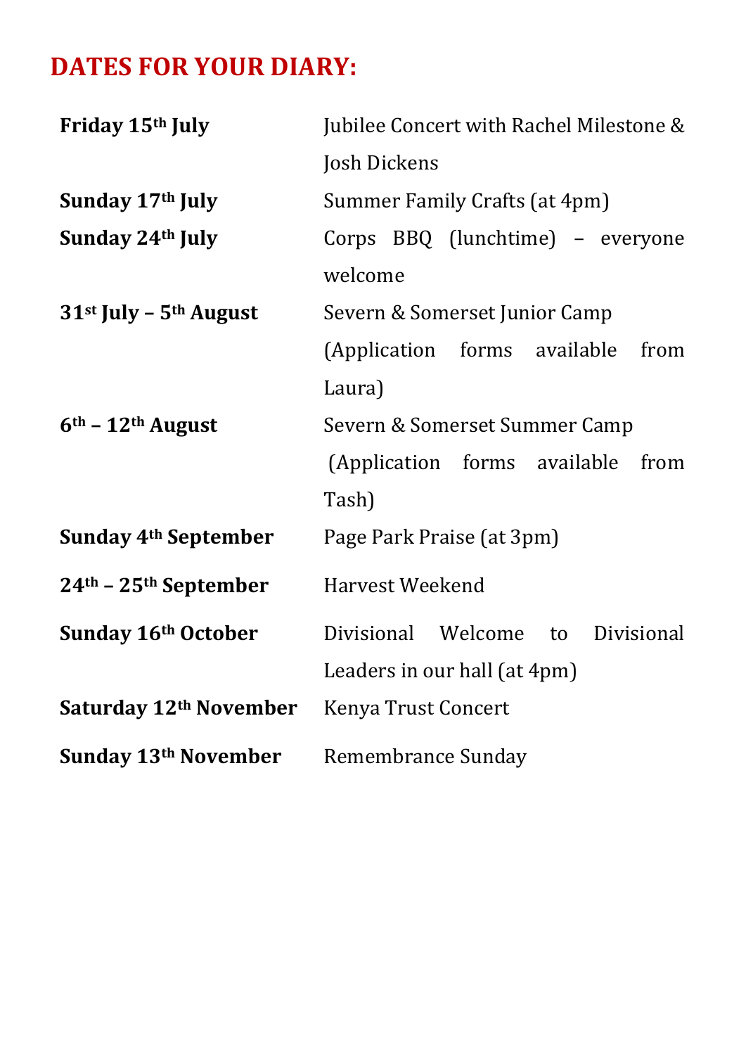## DATES FOR YOUR DIARY:

| | |
|---|---|
| **Friday 15th July** | Jubilee Concert with Rachel Milestone & Josh Dickens |
| **Sunday 17th July** | Summer Family Crafts (at 4pm) |
| **Sunday 24th July** | Corps BBQ (lunchtime) – everyone welcome |
| **31st July – 5th August** | Severn & Somerset Junior Camp (Application forms available from Laura) |
| **6th – 12th August** | Severn & Somerset Summer Camp (Application forms available from Tash) |
| **Sunday 4th September** | Page Park Praise (at 3pm) |
| **24th – 25th September** | Harvest Weekend |
| **Sunday 16th October** | Divisional Welcome to Divisional Leaders in our hall (at 4pm) |
| **Saturday 12th November** | Kenya Trust Concert |
| **Sunday 13th November** | Remembrance Sunday |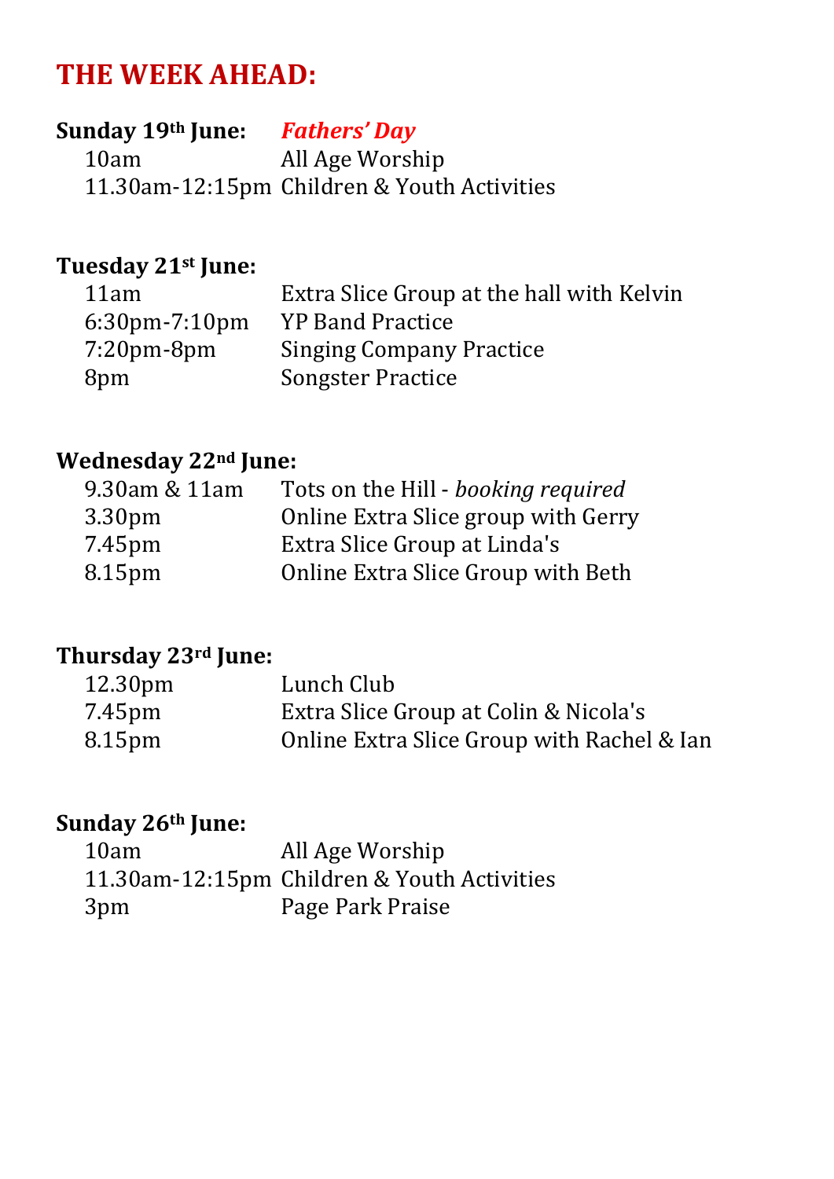# THE WEEK AHEAD:

**Sunday 19th June:** *Fathers' Day*

| | |
|---|---|
| 10am | All Age Worship |
| 11.30am-12:15pm | Children & Youth Activities |

**Tuesday 21st June:**

| | |
|---|---|
| 11am | Extra Slice Group at the hall with Kelvin |
| 6:30pm-7:10pm | YP Band Practice |
| 7:20pm-8pm | Singing Company Practice |
| 8pm | Songster Practice |

**Wednesday 22nd June:**

| | |
|---|---|
| 9.30am & 11am | Tots on the Hill - *booking required* |
| 3.30pm | Online Extra Slice group with Gerry |
| 7.45pm | Extra Slice Group at Linda's |
| 8.15pm | Online Extra Slice Group with Beth |

**Thursday 23rd June:**

| | |
|---|---|
| 12.30pm | Lunch Club |
| 7.45pm | Extra Slice Group at Colin & Nicola's |
| 8.15pm | Online Extra Slice Group with Rachel & Ian |

**Sunday 26th June:**

| | |
|---|---|
| 10am | All Age Worship |
| 11.30am-12:15pm | Children & Youth Activities |
| 3pm | Page Park Praise |